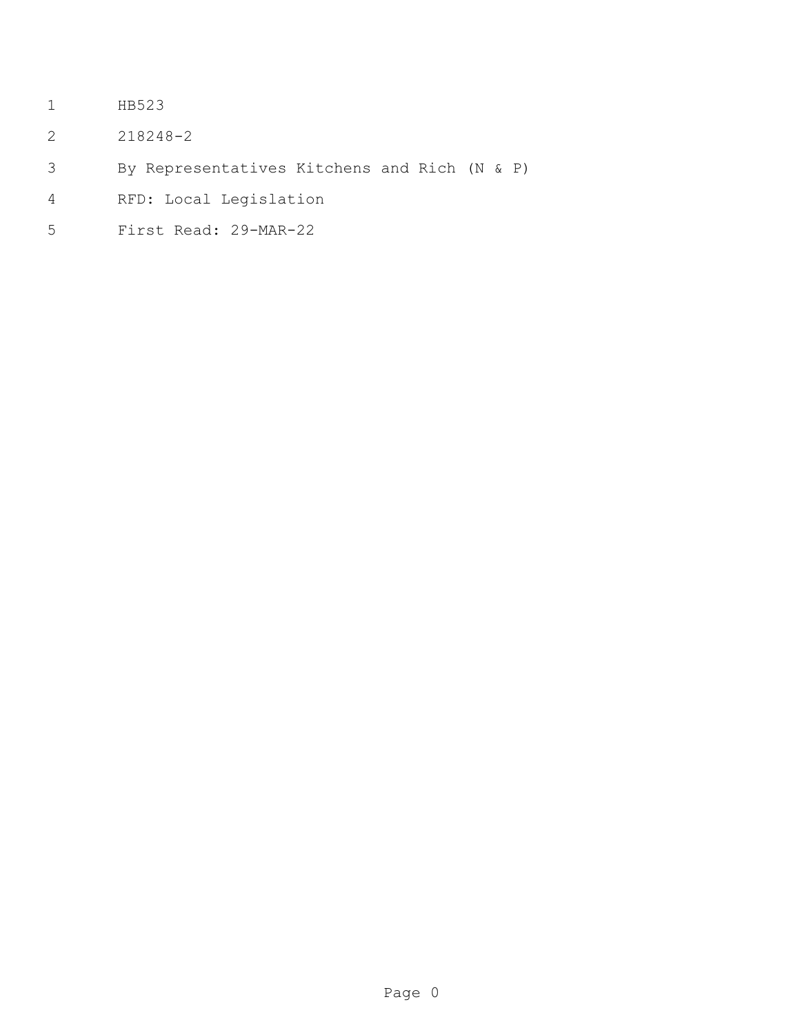HB523

218248-2

By Representatives Kitchens and Rich (N & P)

RFD: Local Legislation

First Read: 29-MAR-22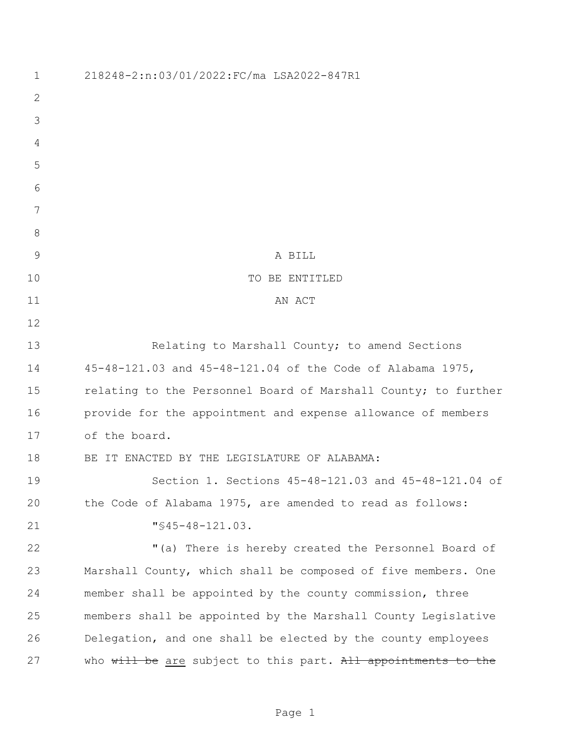218248-2:n:03/01/2022:FC/ma LSA2022-847R1

A BILL

TO BE ENTITLED

AN ACT

Relating to Marshall County; to amend Sections 45-48-121.03 and 45-48-121.04 of the Code of Alabama 1975, relating to the Personnel Board of Marshall County; to further provide for the appointment and expense allowance of members of the board.

BE IT ENACTED BY THE LEGISLATURE OF ALABAMA:

Section 1. Sections 45-48-121.03 and 45-48-121.04 of the Code of Alabama 1975, are amended to read as follows:

"§45-48-121.03.

"(a) There is hereby created the Personnel Board of Marshall County, which shall be composed of five members. One member shall be appointed by the county commission, three members shall be appointed by the Marshall County Legislative Delegation, and one shall be elected by the county employees who ~~will be~~ are subject to this part. ~~All appointments to the~~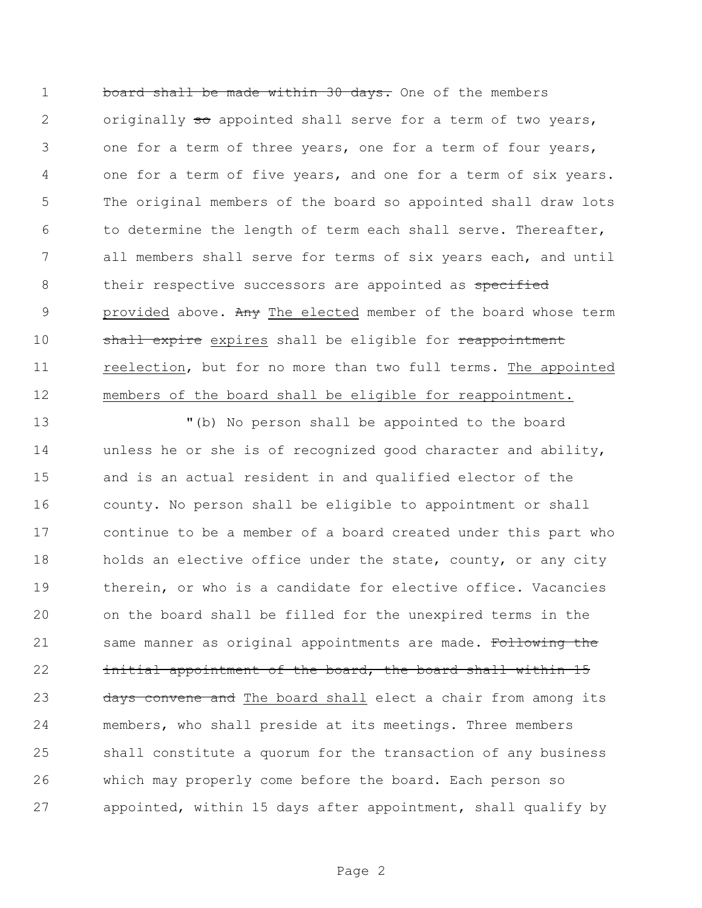~~board shall be made within 30 days.~~ One of the members originally ~~so~~ appointed shall serve for a term of two years, one for a term of three years, one for a term of four years, one for a term of five years, and one for a term of six years. The original members of the board so appointed shall draw lots to determine the length of term each shall serve. Thereafter, all members shall serve for terms of six years each, and until their respective successors are appointed as ~~specified~~ provided above. ~~Any~~ The elected member of the board whose term ~~shall expire~~ expires shall be eligible for ~~reappointment~~ reelection, but for no more than two full terms. The appointed members of the board shall be eligible for reappointment.

"(b) No person shall be appointed to the board unless he or she is of recognized good character and ability, and is an actual resident in and qualified elector of the county. No person shall be eligible to appointment or shall continue to be a member of a board created under this part who holds an elective office under the state, county, or any city therein, or who is a candidate for elective office. Vacancies on the board shall be filled for the unexpired terms in the same manner as original appointments are made. ~~Following the initial appointment of the board, the board shall within 15 days convene and~~ The board shall elect a chair from among its members, who shall preside at its meetings. Three members shall constitute a quorum for the transaction of any business which may properly come before the board. Each person so appointed, within 15 days after appointment, shall qualify by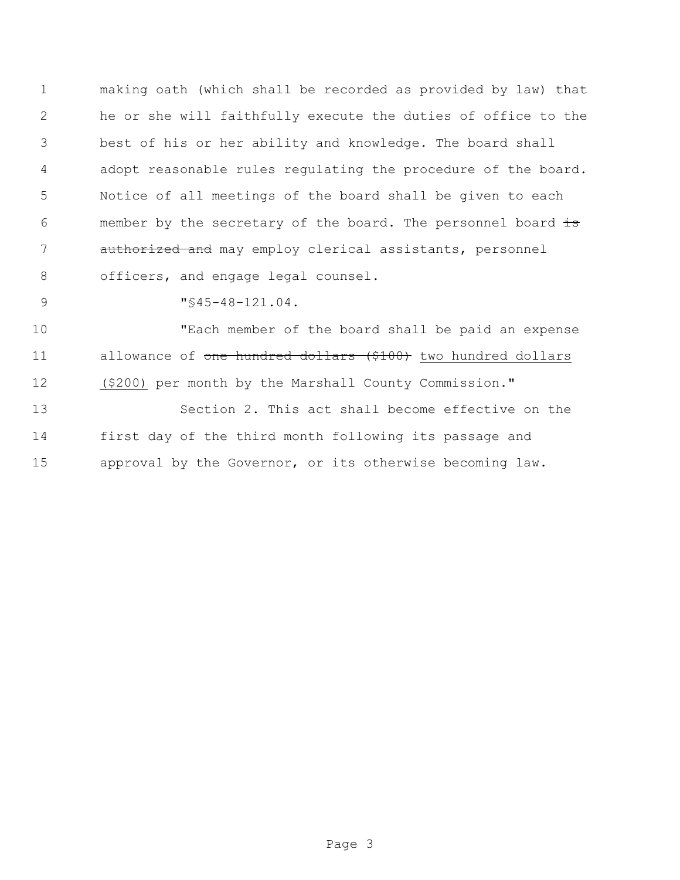making oath (which shall be recorded as provided by law) that he or she will faithfully execute the duties of office to the best of his or her ability and knowledge. The board shall adopt reasonable rules regulating the procedure of the board. Notice of all meetings of the board shall be given to each member by the secretary of the board. The personnel board ~~is authorized and~~ may employ clerical assistants, personnel officers, and engage legal counsel.

"§45-48-121.04.

"Each member of the board shall be paid an expense allowance of ~~one hundred dollars ($100)~~ <u>two hundred dollars ($200)</u> per month by the Marshall County Commission."

Section 2. This act shall become effective on the first day of the third month following its passage and approval by the Governor, or its otherwise becoming law.